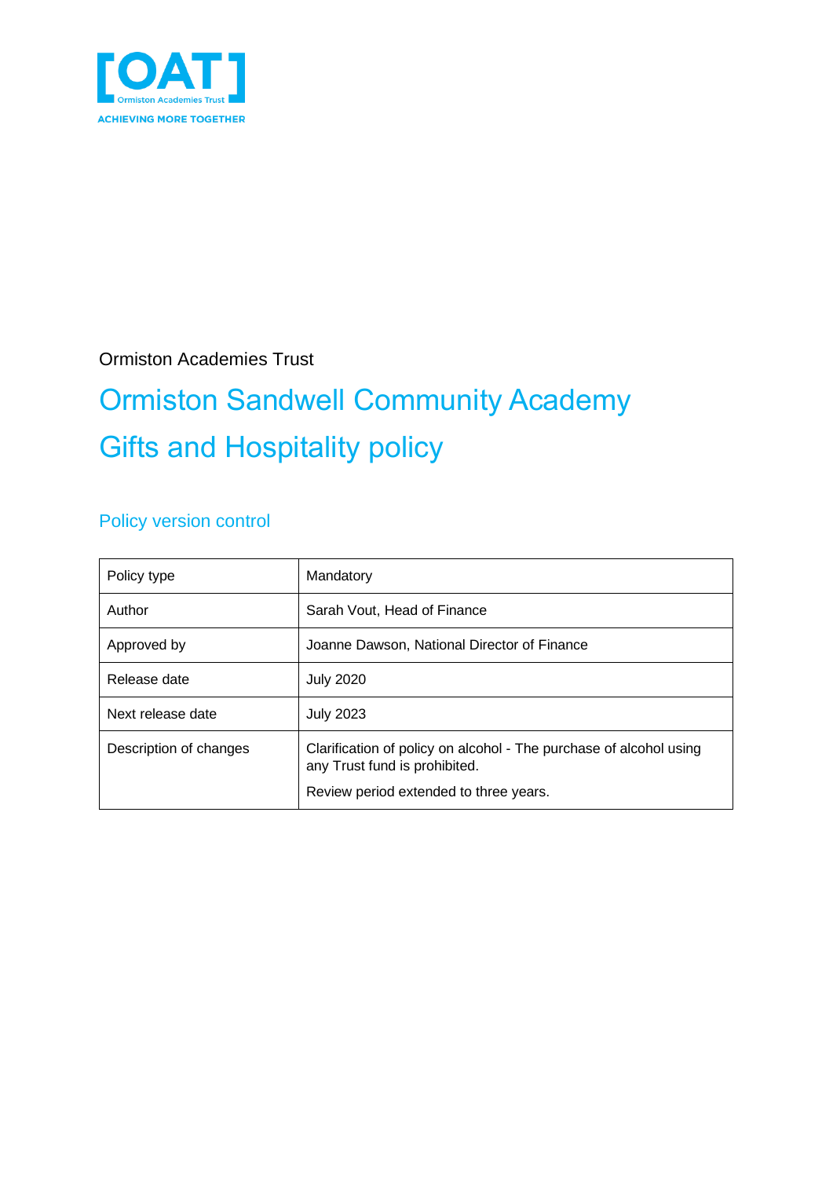Ormiston Academies Trust

# Ormiston Sandwell Community Academy

# Gifts and Hospitality policy

## Policy version control

| Policy type | Mandatory |
|---|---|
| Author | Sarah Vout, Head of Finance |
| Approved by | Joanne Dawson, National Director of Finance |
| Release date | July 2020 |
| Next release date | July 2023 |
| Description of changes | Clarification of policy on alcohol - The purchase of alcohol using any Trust fund is prohibited.<br><br>Review period extended to three years. |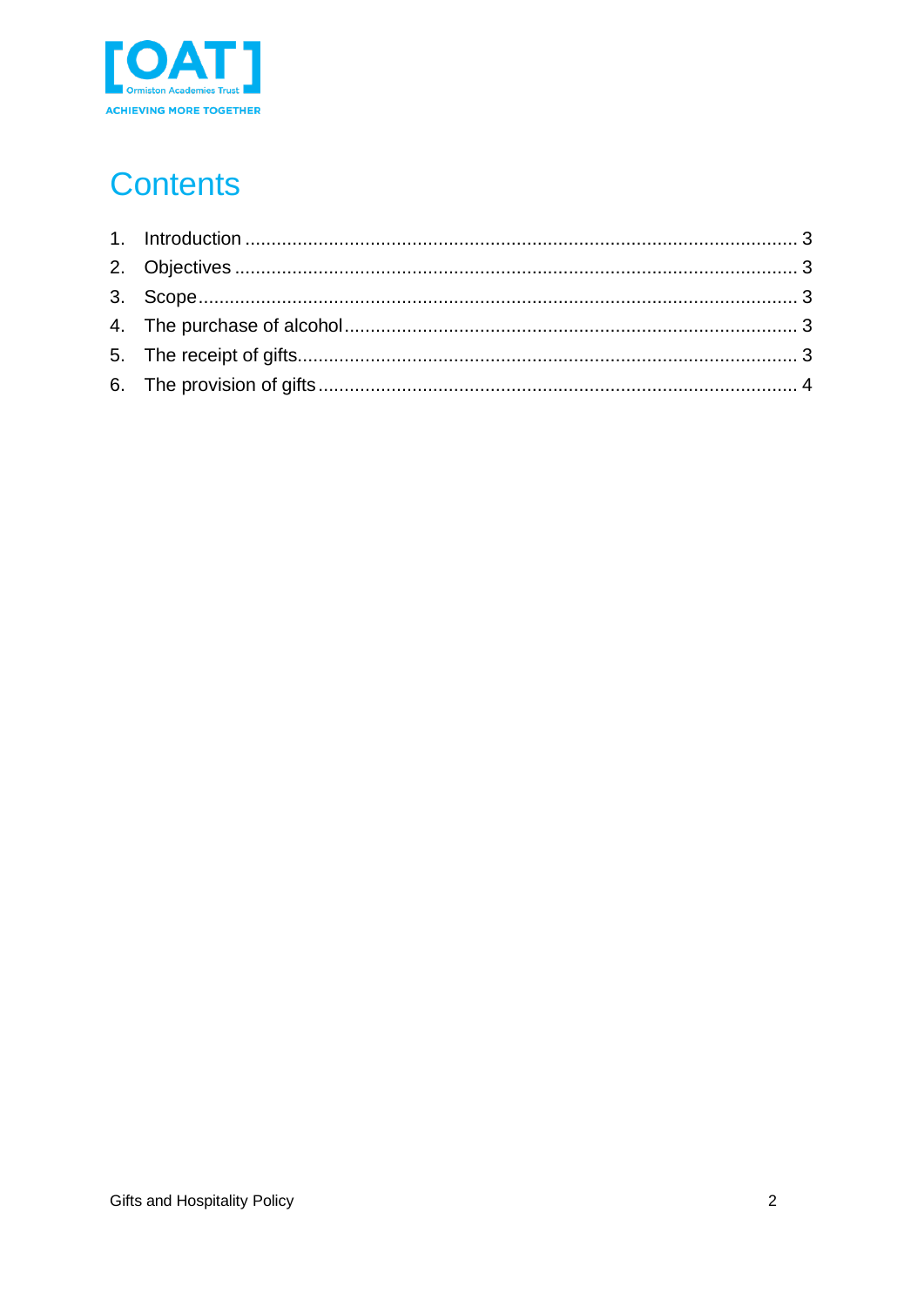# Contents

1. Introduction ........................................................................................................ 3
2. Objectives ........................................................................................................... 3
3. Scope ................................................................................................................... 3
4. The purchase of alcohol ..................................................................................... 3
5. The receipt of gifts .............................................................................................. 3
6. The provision of gifts .......................................................................................... 4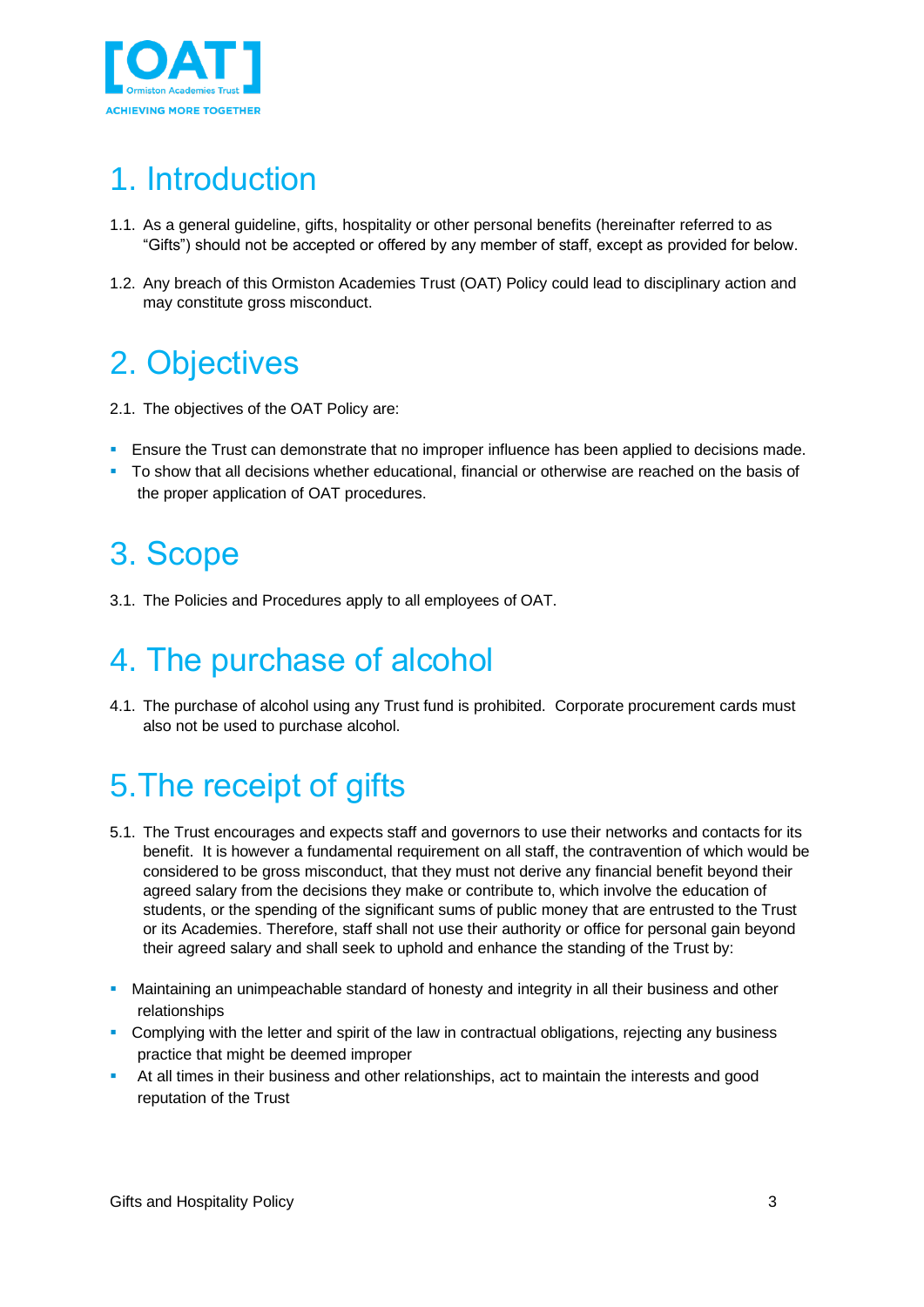# 1. Introduction

1.1. As a general guideline, gifts, hospitality or other personal benefits (hereinafter referred to as "Gifts") should not be accepted or offered by any member of staff, except as provided for below.

1.2. Any breach of this Ormiston Academies Trust (OAT) Policy could lead to disciplinary action and may constitute gross misconduct.

# 2. Objectives

2.1. The objectives of the OAT Policy are:

- Ensure the Trust can demonstrate that no improper influence has been applied to decisions made.
- To show that all decisions whether educational, financial or otherwise are reached on the basis of the proper application of OAT procedures.

# 3. Scope

3.1. The Policies and Procedures apply to all employees of OAT.

# 4. The purchase of alcohol

4.1. The purchase of alcohol using any Trust fund is prohibited. Corporate procurement cards must also not be used to purchase alcohol.

# 5. The receipt of gifts

5.1. The Trust encourages and expects staff and governors to use their networks and contacts for its benefit. It is however a fundamental requirement on all staff, the contravention of which would be considered to be gross misconduct, that they must not derive any financial benefit beyond their agreed salary from the decisions they make or contribute to, which involve the education of students, or the spending of the significant sums of public money that are entrusted to the Trust or its Academies. Therefore, staff shall not use their authority or office for personal gain beyond their agreed salary and shall seek to uphold and enhance the standing of the Trust by:

- Maintaining an unimpeachable standard of honesty and integrity in all their business and other relationships
- Complying with the letter and spirit of the law in contractual obligations, rejecting any business practice that might be deemed improper
- At all times in their business and other relationships, act to maintain the interests and good reputation of the Trust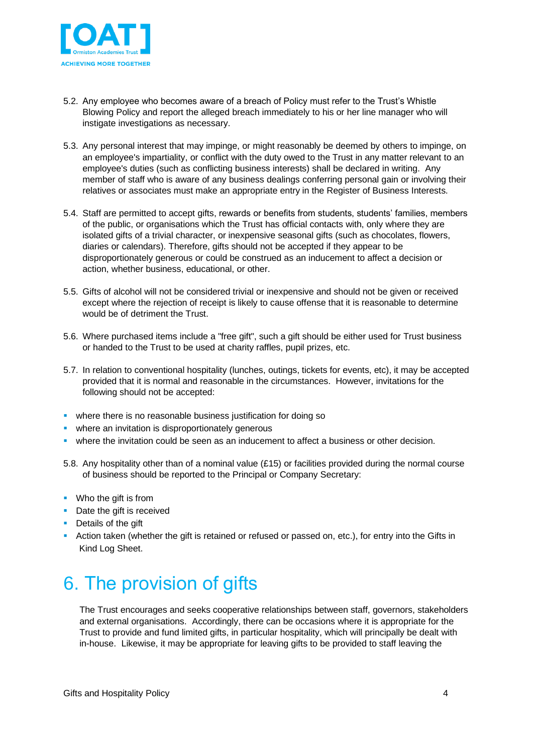5.2. Any employee who becomes aware of a breach of Policy must refer to the Trust's Whistle Blowing Policy and report the alleged breach immediately to his or her line manager who will instigate investigations as necessary.

5.3. Any personal interest that may impinge, or might reasonably be deemed by others to impinge, on an employee's impartiality, or conflict with the duty owed to the Trust in any matter relevant to an employee's duties (such as conflicting business interests) shall be declared in writing. Any member of staff who is aware of any business dealings conferring personal gain or involving their relatives or associates must make an appropriate entry in the Register of Business Interests.

5.4. Staff are permitted to accept gifts, rewards or benefits from students, students' families, members of the public, or organisations which the Trust has official contacts with, only where they are isolated gifts of a trivial character, or inexpensive seasonal gifts (such as chocolates, flowers, diaries or calendars). Therefore, gifts should not be accepted if they appear to be disproportionately generous or could be construed as an inducement to affect a decision or action, whether business, educational, or other.

5.5. Gifts of alcohol will not be considered trivial or inexpensive and should not be given or received except where the rejection of receipt is likely to cause offense that it is reasonable to determine would be of detriment the Trust.

5.6. Where purchased items include a "free gift", such a gift should be either used for Trust business or handed to the Trust to be used at charity raffles, pupil prizes, etc.

5.7. In relation to conventional hospitality (lunches, outings, tickets for events, etc), it may be accepted provided that it is normal and reasonable in the circumstances. However, invitations for the following should not be accepted:

- where there is no reasonable business justification for doing so
- where an invitation is disproportionately generous
- where the invitation could be seen as an inducement to affect a business or other decision.

5.8. Any hospitality other than of a nominal value (£15) or facilities provided during the normal course of business should be reported to the Principal or Company Secretary:

- Who the gift is from
- Date the gift is received
- Details of the gift
- Action taken (whether the gift is retained or refused or passed on, etc.), for entry into the Gifts in Kind Log Sheet.

# 6. The provision of gifts

The Trust encourages and seeks cooperative relationships between staff, governors, stakeholders and external organisations. Accordingly, there can be occasions where it is appropriate for the Trust to provide and fund limited gifts, in particular hospitality, which will principally be dealt with in-house. Likewise, it may be appropriate for leaving gifts to be provided to staff leaving the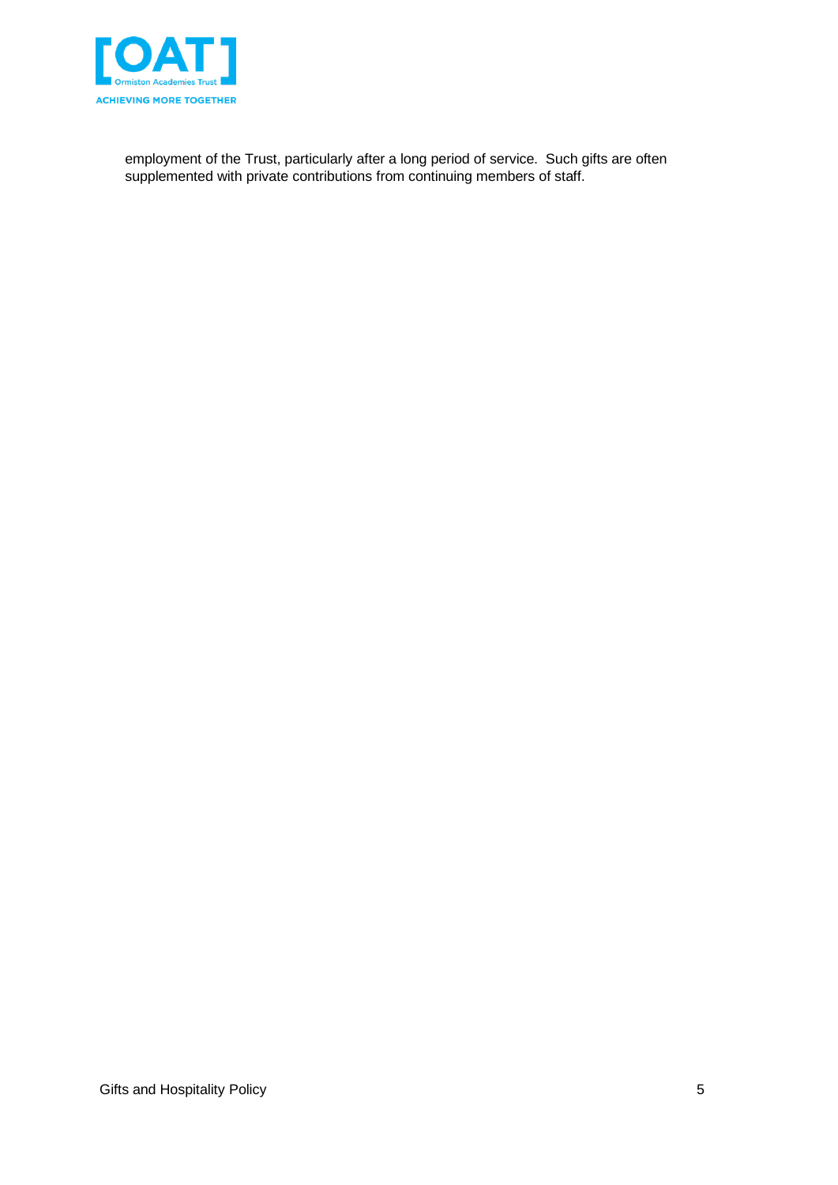employment of the Trust, particularly after a long period of service. Such gifts are often supplemented with private contributions from continuing members of staff.